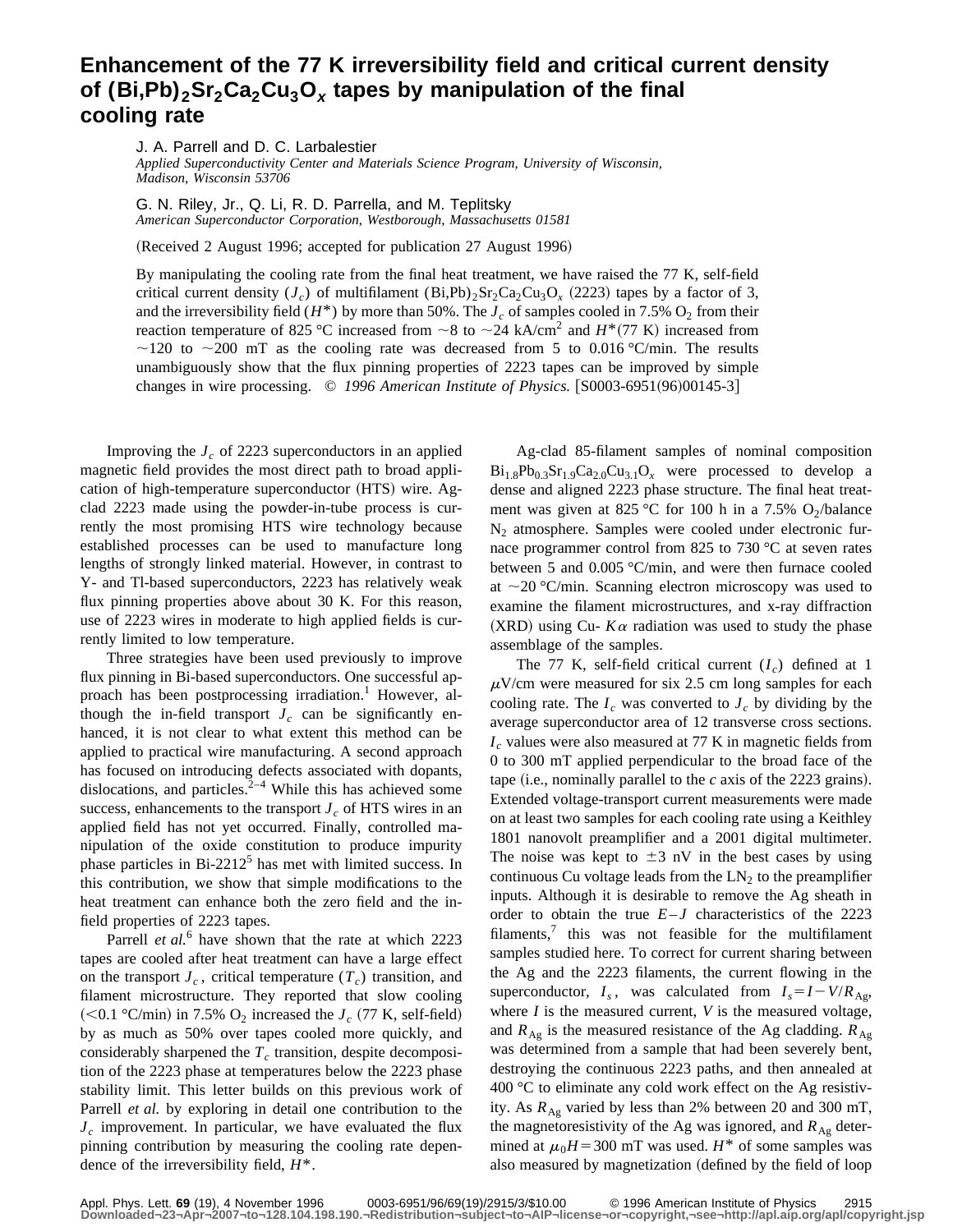# Enhancement of the 77 K irreversibility field and critical current density of $(Bi,Pb)_2Sr_2Ca_2Cu_3O_x$ tapes by manipulation of the final cooling rate

J. A. Parrell and D. C. Larbalestier
*Applied Superconductivity Center and Materials Science Program, University of Wisconsin, Madison, Wisconsin 53706*

G. N. Riley, Jr., Q. Li, R. D. Parrella, and M. Teplitsky
*American Superconductor Corporation, Westborough, Massachusetts 01581*

(Received 2 August 1996; accepted for publication 27 August 1996)

By manipulating the cooling rate from the final heat treatment, we have raised the 77 K, self-field critical current density ($J_c$) of multifilament $(Bi,Pb)_2Sr_2Ca_2Cu_3O_x$ (2223) tapes by a factor of 3, and the irreversibility field ($H^*$) by more than 50%. The $J_c$ of samples cooled in 7.5% $O_2$ from their reaction temperature of 825 °C increased from ~8 to ~24 kA/cm$^2$ and $H^*$(77 K) increased from ~120 to ~200 mT as the cooling rate was decreased from 5 to 0.016 °C/min. The results unambiguously show that the flux pinning properties of 2223 tapes can be improved by simple changes in wire processing. © *1996 American Institute of Physics.* [S0003-6951(96)00145-3]

Improving the $J_c$ of 2223 superconductors in an applied magnetic field provides the most direct path to broad application of high-temperature superconductor (HTS) wire. Ag-clad 2223 made using the powder-in-tube process is currently the most promising HTS wire technology because established processes can be used to manufacture long lengths of strongly linked material. However, in contrast to Y- and Tl-based superconductors, 2223 has relatively weak flux pinning properties above about 30 K. For this reason, use of 2223 wires in moderate to high applied fields is currently limited to low temperature.

Three strategies have been used previously to improve flux pinning in Bi-based superconductors. One successful approach has been postprocessing irradiation.[1] However, although the in-field transport $J_c$ can be significantly enhanced, it is not clear to what extent this method can be applied to practical wire manufacturing. A second approach has focused on introducing defects associated with dopants, dislocations, and particles.[2–4] While this has achieved some success, enhancements to the transport $J_c$ of HTS wires in an applied field has not yet occurred. Finally, controlled manipulation of the oxide constitution to produce impurity phase particles in Bi-2212[5] has met with limited success. In this contribution, we show that simple modifications to the heat treatment can enhance both the zero field and the in-field properties of 2223 tapes.

Parrell *et al.*[6] have shown that the rate at which 2223 tapes are cooled after heat treatment can have a large effect on the transport $J_c$, critical temperature ($T_c$) transition, and filament microstructure. They reported that slow cooling (<0.1 °C/min) in 7.5% $O_2$ increased the $J_c$ (77 K, self-field) by as much as 50% over tapes cooled more quickly, and considerably sharpened the $T_c$ transition, despite decomposition of the 2223 phase at temperatures below the 2223 phase stability limit. This letter builds on this previous work of Parrell *et al.* by exploring in detail one contribution to the $J_c$ improvement. In particular, we have evaluated the flux pinning contribution by measuring the cooling rate dependence of the irreversibility field, $H^*$.

Ag-clad 85-filament samples of nominal composition $Bi_{1.8}Pb_{0.3}Sr_{1.9}Ca_{2.0}Cu_{3.1}O_x$ were processed to develop a dense and aligned 2223 phase structure. The final heat treatment was given at 825 °C for 100 h in a 7.5% $O_2$/balance $N_2$ atmosphere. Samples were cooled under electronic furnace programmer control from 825 to 730 °C at seven rates between 5 and 0.005 °C/min, and were then furnace cooled at ~20 °C/min. Scanning electron microscopy was used to examine the filament microstructures, and x-ray diffraction (XRD) using Cu-$K\alpha$ radiation was used to study the phase assemblage of the samples.

The 77 K, self-field critical current ($I_c$) defined at 1 $\mu$V/cm were measured for six 2.5 cm long samples for each cooling rate. The $I_c$ was converted to $J_c$ by dividing by the average superconductor area of 12 transverse cross sections. $I_c$ values were also measured at 77 K in magnetic fields from 0 to 300 mT applied perpendicular to the broad face of the tape (i.e., nominally parallel to the $c$ axis of the 2223 grains). Extended voltage-transport current measurements were made on at least two samples for each cooling rate using a Keithley 1801 nanovolt preamplifier and a 2001 digital multimeter. The noise was kept to ±3 nV in the best cases by using continuous Cu voltage leads from the $LN_2$ to the preamplifier inputs. Although it is desirable to remove the Ag sheath in order to obtain the true $E$–$J$ characteristics of the 2223 filaments,[7] this was not feasible for the multifilament samples studied here. To correct for current sharing between the Ag and the 2223 filaments, the current flowing in the superconductor, $I_s$, was calculated from $I_s = I - V/R_{Ag}$, where $I$ is the measured current, $V$ is the measured voltage, and $R_{Ag}$ is the measured resistance of the Ag cladding. $R_{Ag}$ was determined from a sample that had been severely bent, destroying the continuous 2223 paths, and then annealed at 400 °C to eliminate any cold work effect on the Ag resistivity. As $R_{Ag}$ varied by less than 2% between 20 and 300 mT, the magnetoresistivity of the Ag was ignored, and $R_{Ag}$ determined at $\mu_0 H = 300$ mT was used. $H^*$ of some samples was also measured by magnetization (defined by the field of loop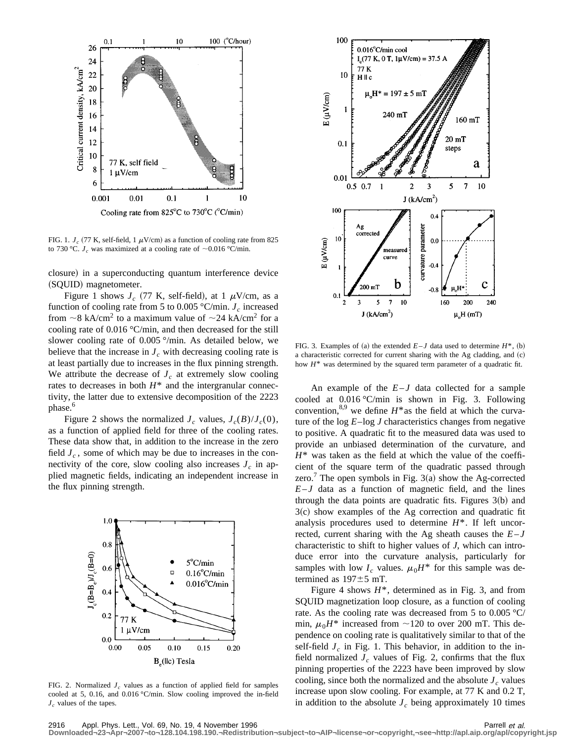FIG. 1. $J_c$ (77 K, self-field, 1 $\mu$V/cm) as a function of cooling rate from 825 to 730 °C. $J_c$ was maximized at a cooling rate of ~0.016 °C/min.

closure) in a superconducting quantum interference device (SQUID) magnetometer.

Figure 1 shows $J_c$ (77 K, self-field), at 1 $\mu$V/cm, as a function of cooling rate from 5 to 0.005 °C/min. $J_c$ increased from ~8 kA/cm$^2$ to a maximum value of ~24 kA/cm$^2$ for a cooling rate of 0.016 °C/min, and then decreased for the still slower cooling rate of 0.005 °/min. As detailed below, we believe that the increase in $J_c$ with decreasing cooling rate is at least partially due to increases in the flux pinning strength. We attribute the decrease of $J_c$ at extremely slow cooling rates to decreases in both $H^*$ and the intergranular connectivity, the latter due to extensive decomposition of the 2223 phase.[6]

Figure 2 shows the normalized $J_c$ values, $J_c(B)/J_c(0)$, as a function of applied field for three of the cooling rates. These data show that, in addition to the increase in the zero field $J_c$, some of which may be due to increases in the connectivity of the core, slow cooling also increases $J_c$ in applied magnetic fields, indicating an independent increase in the flux pinning strength.

FIG. 2. Normalized $J_c$ values as a function of applied field for samples cooled at 5, 0.16, and 0.016 °C/min. Slow cooling improved the in-field $J_c$ values of the tapes.

FIG. 3. Examples of (a) the extended $E$–$J$ data used to determine $H^*$, (b) a characteristic corrected for current sharing with the Ag cladding, and (c) how $H^*$ was determined by the squared term parameter of a quadratic fit.

An example of the $E$–$J$ data collected for a sample cooled at 0.016 °C/min is shown in Fig. 3. Following convention,[8,9] we define $H^*$as the field at which the curvature of the log $E$–log $J$ characteristics changes from negative to positive. A quadratic fit to the measured data was used to provide an unbiased determination of the curvature, and $H^*$ was taken as the field at which the value of the coefficient of the square term of the quadratic passed through zero.[7] The open symbols in Fig. 3(a) show the Ag-corrected $E$–$J$ data as a function of magnetic field, and the lines through the data points are quadratic fits. Figures 3(b) and 3(c) show examples of the Ag correction and quadratic fit analysis procedures used to determine $H^*$. If left uncorrected, current sharing with the Ag sheath causes the $E$–$J$ characteristic to shift to higher values of $J$, which can introduce error into the curvature analysis, particularly for samples with low $I_c$ values. $\mu_0 H^*$ for this sample was determined as 197±5 mT.

Figure 4 shows $H^*$, determined as in Fig. 3, and from SQUID magnetization loop closure, as a function of cooling rate. As the cooling rate was decreased from 5 to 0.005 °C/min, $\mu_0 H^*$ increased from ~120 to over 200 mT. This dependence on cooling rate is qualitatively similar to that of the self-field $J_c$ in Fig. 1. This behavior, in addition to the in-field normalized $J_c$ values of Fig. 2, confirms that the flux pinning properties of the 2223 have been improved by slow cooling, since both the normalized and the absolute $J_c$ values increase upon slow cooling. For example, at 77 K and 0.2 T, in addition to the absolute $J_c$ being approximately 10 times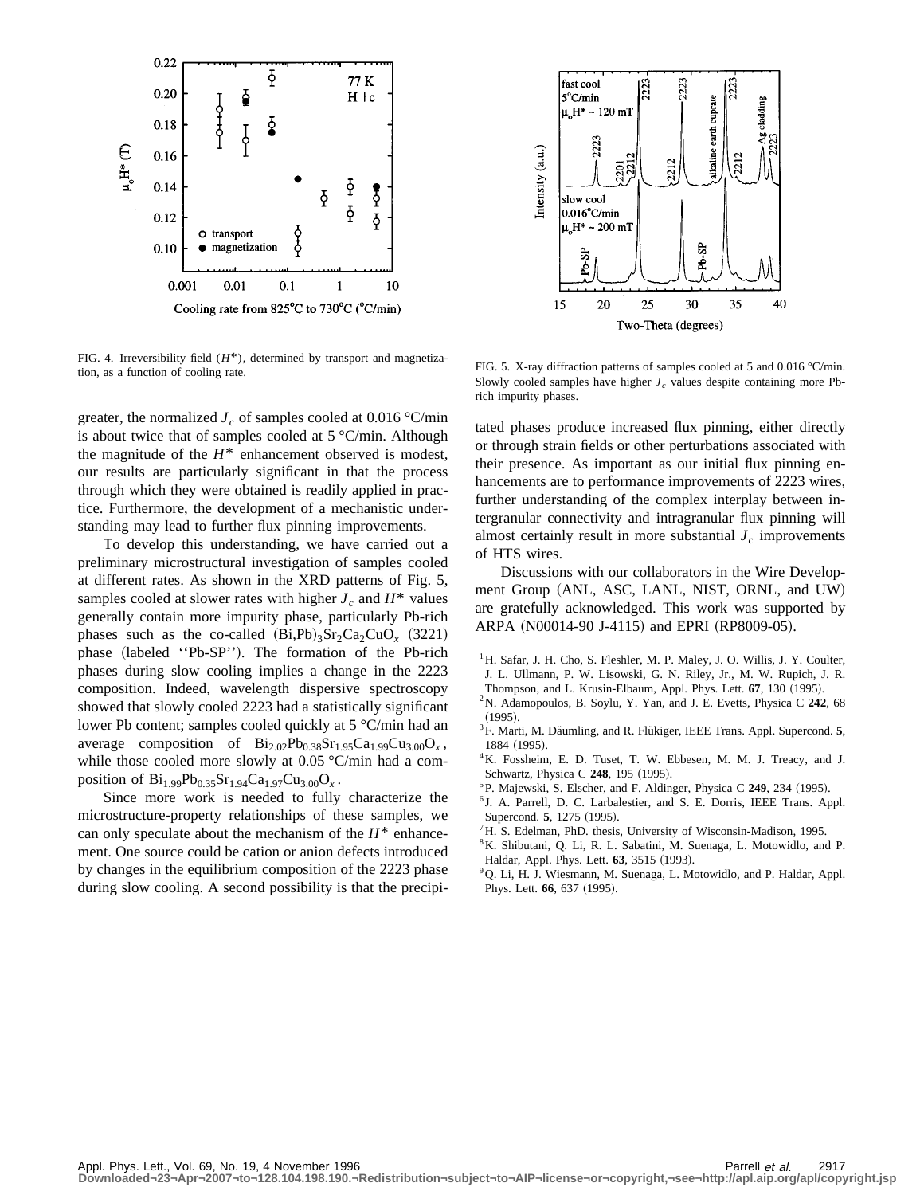77 K
H || c

$\mu_o H^*$ (T)

0.22
0.20
0.18
0.16
0.14
0.12
0.10

○ transport
● magnetization

0.001 0.01 0.1 1 10

Cooling rate from 825°C to 730°C (°C/min)

FIG. 4. Irreversibility field ($H^*$), determined by transport and magnetization, as a function of cooling rate.

fast cool
5°C/min
$\mu_o H^* \sim 120$ mT

slow cool
0.016°C/min
$\mu_o H^* \sim 200$ mT

2223
2201
2212
2223
2212
2223
alkaline earth cuprate
2212
2223
Ag cladding
2223

Pb-SP
Pb-SP

Intensity (a.u.)

15 20 25 30 35 40

Two-Theta (degrees)

FIG. 5. X-ray diffraction patterns of samples cooled at 5 and 0.016 °C/min. Slowly cooled samples have higher $J_c$ values despite containing more Pb-rich impurity phases.

greater, the normalized $J_c$ of samples cooled at 0.016 °C/min is about twice that of samples cooled at 5 °C/min. Although the magnitude of the $H^*$ enhancement observed is modest, our results are particularly significant in that the process through which they were obtained is readily applied in practice. Furthermore, the development of a mechanistic understanding may lead to further flux pinning improvements.

To develop this understanding, we have carried out a preliminary microstructural investigation of samples cooled at different rates. As shown in the XRD patterns of Fig. 5, samples cooled at slower rates with higher $J_c$ and $H^*$ values generally contain more impurity phase, particularly Pb-rich phases such as the co-called $(Bi,Pb)_3Sr_2Ca_2CuO_x$ (3221) phase (labeled "Pb-SP"). The formation of the Pb-rich phases during slow cooling implies a change in the 2223 composition. Indeed, wavelength dispersive spectroscopy showed that slowly cooled 2223 had a statistically significant lower Pb content; samples cooled quickly at 5 °C/min had an average composition of $Bi_{2.02}Pb_{0.38}Sr_{1.95}Ca_{1.99}Cu_{3.00}O_x$, while those cooled more slowly at 0.05 °C/min had a composition of $Bi_{1.99}Pb_{0.35}Sr_{1.94}Ca_{1.97}Cu_{3.00}O_x$.

Since more work is needed to fully characterize the microstructure-property relationships of these samples, we can only speculate about the mechanism of the $H^*$ enhancement. One source could be cation or anion defects introduced by changes in the equilibrium composition of the 2223 phase during slow cooling. A second possibility is that the precipitated phases produce increased flux pinning, either directly or through strain fields or other perturbations associated with their presence. As important as our initial flux pinning enhancements are to performance improvements of 2223 wires, further understanding of the complex interplay between intergranular connectivity and intragranular flux pinning will almost certainly result in more substantial $J_c$ improvements of HTS wires.

Discussions with our collaborators in the Wire Development Group (ANL, ASC, LANL, NIST, ORNL, and UW) are gratefully acknowledged. This work was supported by ARPA (N00014-90 J-4115) and EPRI (RP8009-05).

[1] H. Safar, J. H. Cho, S. Fleshler, M. P. Maley, J. O. Willis, J. Y. Coulter, J. L. Ullmann, P. W. Lisowski, G. N. Riley, Jr., M. W. Rupich, J. R. Thompson, and L. Krusin-Elbaum, Appl. Phys. Lett. **67**, 130 (1995).

[2] N. Adamopoulos, B. Soylu, Y. Yan, and J. E. Evetts, Physica C **242**, 68 (1995).

[3] F. Marti, M. Däumling, and R. Flükiger, IEEE Trans. Appl. Supercond. **5**, 1884 (1995).

[4] K. Fossheim, E. D. Tuset, T. W. Ebbesen, M. M. J. Treacy, and J. Schwartz, Physica C **248**, 195 (1995).

[5] P. Majewski, S. Elscher, and F. Aldinger, Physica C **249**, 234 (1995).

[6] J. A. Parrell, D. C. Larbalestier, and S. E. Dorris, IEEE Trans. Appl. Supercond. **5**, 1275 (1995).

[7] H. S. Edelman, PhD. thesis, University of Wisconsin-Madison, 1995.

[8] K. Shibutani, Q. Li, R. L. Sabatini, M. Suenaga, L. Motowidlo, and P. Haldar, Appl. Phys. Lett. **63**, 3515 (1993).

[9] Q. Li, H. J. Wiesmann, M. Suenaga, L. Motowidlo, and P. Haldar, Appl. Phys. Lett. **66**, 637 (1995).